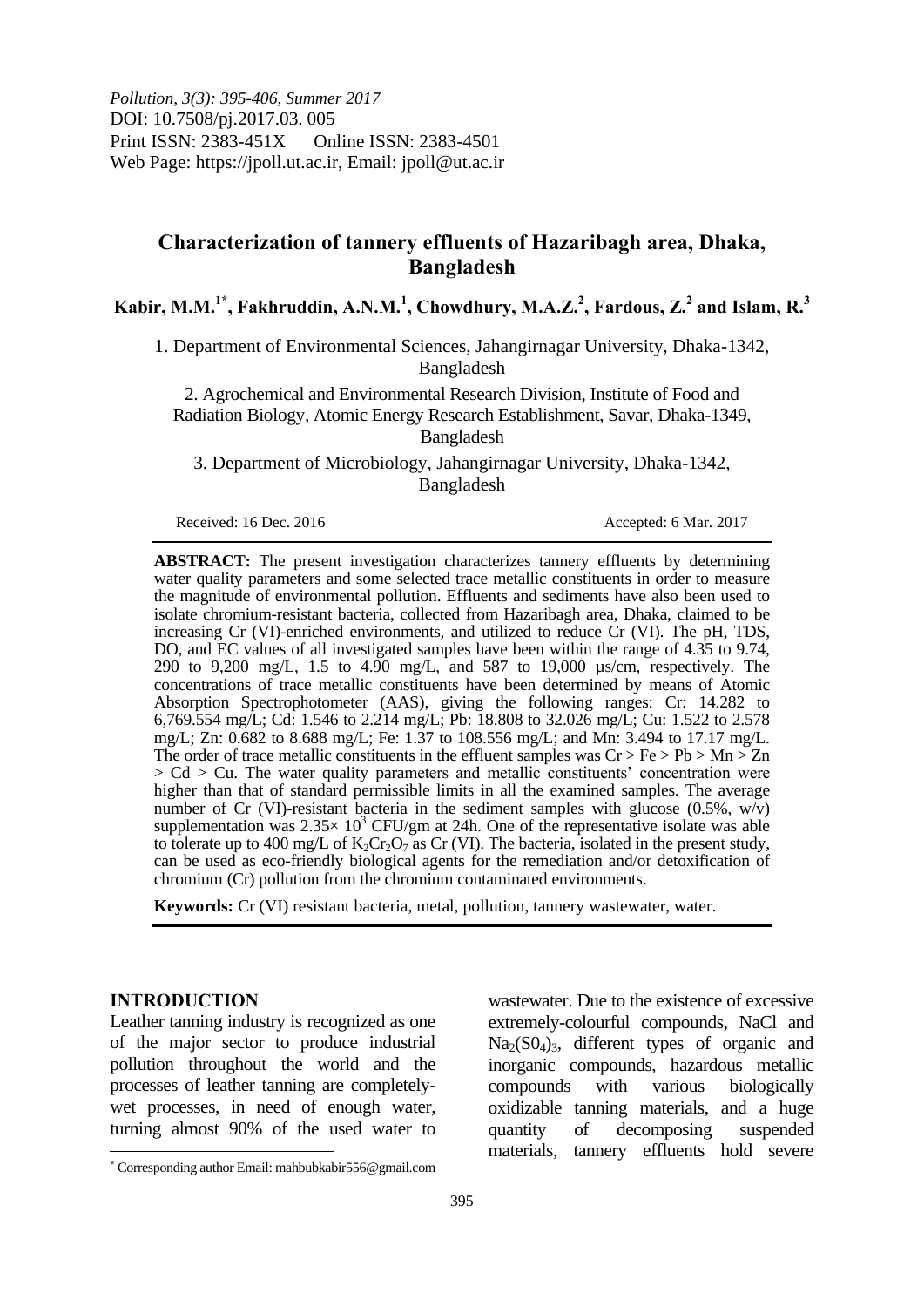*Pollution, 3(3): 395-406, Summer 2017*
DOI: 10.7508/pj.2017.03. 005
Print ISSN: 2383-451X Online ISSN: 2383-4501
Web Page: https://jpoll.ut.ac.ir, Email: jpoll@ut.ac.ir

# Characterization of tannery effluents of Hazaribagh area, Dhaka, Bangladesh

**Kabir, M.M.[1*], Fakhruddin, A.N.M.[1], Chowdhury, M.A.Z.[2], Fardous, Z.[2] and Islam, R.[3]**

1. Department of Environmental Sciences, Jahangirnagar University, Dhaka-1342, Bangladesh

2. Agrochemical and Environmental Research Division, Institute of Food and Radiation Biology, Atomic Energy Research Establishment, Savar, Dhaka-1349, Bangladesh

3. Department of Microbiology, Jahangirnagar University, Dhaka-1342, Bangladesh

Received: 16 Dec. 2016 Accepted: 6 Mar. 2017

**ABSTRACT:** The present investigation characterizes tannery effluents by determining water quality parameters and some selected trace metallic constituents in order to measure the magnitude of environmental pollution. Effluents and sediments have also been used to isolate chromium-resistant bacteria, collected from Hazaribagh area, Dhaka, claimed to be increasing Cr (VI)-enriched environments, and utilized to reduce Cr (VI). The pH, TDS, DO, and EC values of all investigated samples have been within the range of 4.35 to 9.74, 290 to 9,200 mg/L, 1.5 to 4.90 mg/L, and 587 to 19,000 µs/cm, respectively. The concentrations of trace metallic constituents have been determined by means of Atomic Absorption Spectrophotometer (AAS), giving the following ranges: Cr: 14.282 to 6,769.554 mg/L; Cd: 1.546 to 2.214 mg/L; Pb: 18.808 to 32.026 mg/L; Cu: 1.522 to 2.578 mg/L; Zn: 0.682 to 8.688 mg/L; Fe: 1.37 to 108.556 mg/L; and Mn: 3.494 to 17.17 mg/L. The order of trace metallic constituents in the effluent samples was Cr > Fe > Pb > Mn > Zn > Cd > Cu. The water quality parameters and metallic constituents' concentration were higher than that of standard permissible limits in all the examined samples. The average number of Cr (VI)-resistant bacteria in the sediment samples with glucose (0.5%, w/v) supplementation was $2.35\times 10^3$ CFU/gm at 24h. One of the representative isolate was able to tolerate up to 400 mg/L of $K_2Cr_2O_7$ as Cr (VI). The bacteria, isolated in the present study, can be used as eco-friendly biological agents for the remediation and/or detoxification of chromium (Cr) pollution from the chromium contaminated environments.

**Keywords:** Cr (VI) resistant bacteria, metal, pollution, tannery wastewater, water.

## INTRODUCTION

Leather tanning industry is recognized as one of the major sector to produce industrial pollution throughout the world and the processes of leather tanning are completely-wet processes, in need of enough water, turning almost 90% of the used water to wastewater. Due to the existence of excessive extremely-colourful compounds, NaCl and $Na_2(S0_4)_3$, different types of organic and inorganic compounds, hazardous metallic compounds with various biologically oxidizable tanning materials, and a huge quantity of decomposing suspended materials, tannery effluents hold severe

* Corresponding author Email: mahbubkabir556@gmail.com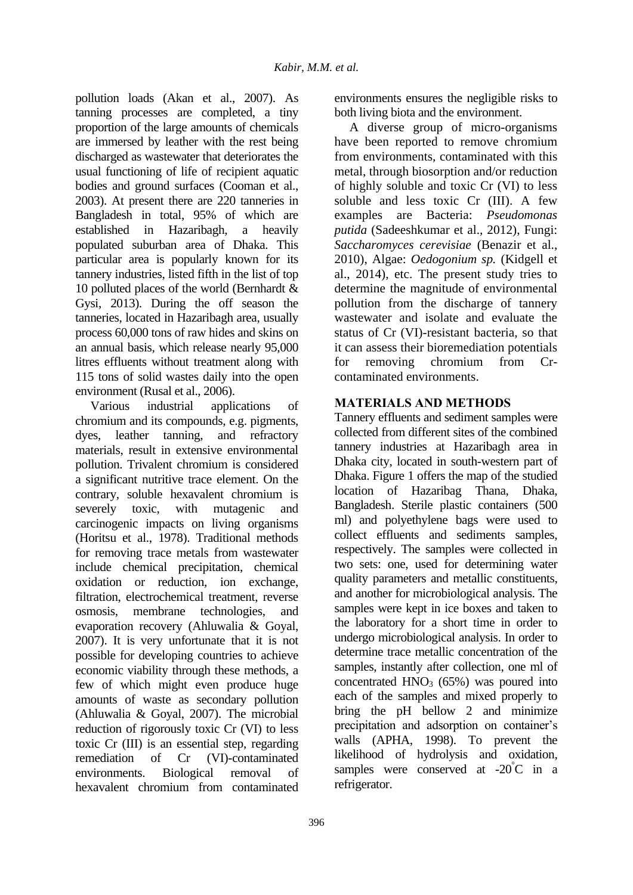pollution loads (Akan et al., 2007). As tanning processes are completed, a tiny proportion of the large amounts of chemicals are immersed by leather with the rest being discharged as wastewater that deteriorates the usual functioning of life of recipient aquatic bodies and ground surfaces (Cooman et al., 2003). At present there are 220 tanneries in Bangladesh in total, 95% of which are established in Hazaribagh, a heavily populated suburban area of Dhaka. This particular area is popularly known for its tannery industries, listed fifth in the list of top 10 polluted places of the world (Bernhardt & Gysi, 2013). During the off season the tanneries, located in Hazaribagh area, usually process 60,000 tons of raw hides and skins on an annual basis, which release nearly 95,000 litres effluents without treatment along with 115 tons of solid wastes daily into the open environment (Rusal et al., 2006).

Various industrial applications of chromium and its compounds, e.g. pigments, dyes, leather tanning, and refractory materials, result in extensive environmental pollution. Trivalent chromium is considered a significant nutritive trace element. On the contrary, soluble hexavalent chromium is severely toxic, with mutagenic and carcinogenic impacts on living organisms (Horitsu et al., 1978). Traditional methods for removing trace metals from wastewater include chemical precipitation, chemical oxidation or reduction, ion exchange, filtration, electrochemical treatment, reverse osmosis, membrane technologies, and evaporation recovery (Ahluwalia & Goyal, 2007). It is very unfortunate that it is not possible for developing countries to achieve economic viability through these methods, a few of which might even produce huge amounts of waste as secondary pollution (Ahluwalia & Goyal, 2007). The microbial reduction of rigorously toxic Cr (VI) to less toxic Cr (III) is an essential step, regarding remediation of Cr (VI)-contaminated environments. Biological removal of hexavalent chromium from contaminated environments ensures the negligible risks to both living biota and the environment.

A diverse group of micro-organisms have been reported to remove chromium from environments, contaminated with this metal, through biosorption and/or reduction of highly soluble and toxic Cr (VI) to less soluble and less toxic Cr (III). A few examples are Bacteria: *Pseudomonas putida* (Sadeeshkumar et al., 2012), Fungi: *Saccharomyces cerevisiae* (Benazir et al., 2010), Algae: *Oedogonium sp.* (Kidgell et al., 2014), etc. The present study tries to determine the magnitude of environmental pollution from the discharge of tannery wastewater and isolate and evaluate the status of Cr (VI)-resistant bacteria, so that it can assess their bioremediation potentials for removing chromium from Cr-contaminated environments.

## MATERIALS AND METHODS

Tannery effluents and sediment samples were collected from different sites of the combined tannery industries at Hazaribagh area in Dhaka city, located in south-western part of Dhaka. Figure 1 offers the map of the studied location of Hazaribag Thana, Dhaka, Bangladesh. Sterile plastic containers (500 ml) and polyethylene bags were used to collect effluents and sediments samples, respectively. The samples were collected in two sets: one, used for determining water quality parameters and metallic constituents, and another for microbiological analysis. The samples were kept in ice boxes and taken to the laboratory for a short time in order to undergo microbiological analysis. In order to determine trace metallic concentration of the samples, instantly after collection, one ml of concentrated $HNO_3$ (65%) was poured into each of the samples and mixed properly to bring the pH bellow 2 and minimize precipitation and adsorption on container's walls (APHA, 1998). To prevent the likelihood of hydrolysis and oxidation, samples were conserved at -20°C in a refrigerator.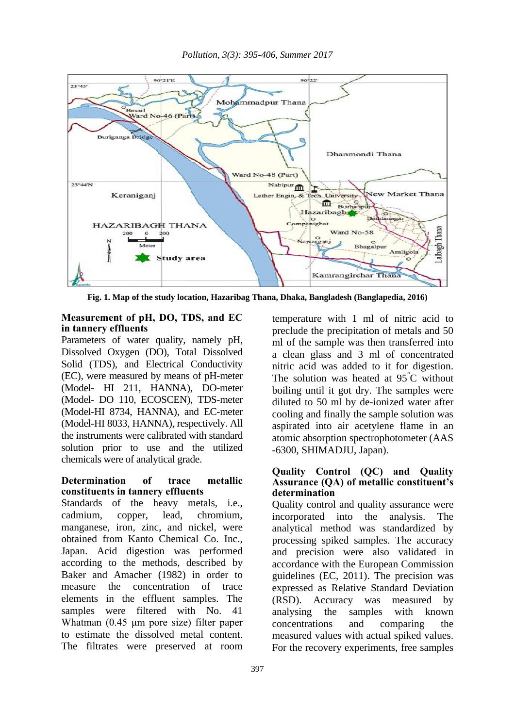Fig. 1. Map of the study location, Hazaribag Thana, Dhaka, Bangladesh (Banglapedia, 2016)

**Measurement of pH, DO, TDS, and EC in tannery effluents**

Parameters of water quality, namely pH, Dissolved Oxygen (DO), Total Dissolved Solid (TDS), and Electrical Conductivity (EC), were measured by means of pH-meter (Model- HI 211, HANNA), DO-meter (Model- DO 110, ECOSCEN), TDS-meter (Model-HI 8734, HANNA), and EC-meter (Model-HI 8033, HANNA), respectively. All the instruments were calibrated with standard solution prior to use and the utilized chemicals were of analytical grade.

**Determination of trace metallic constituents in tannery effluents**

Standards of the heavy metals, i.e., cadmium, copper, lead, chromium, manganese, iron, zinc, and nickel, were obtained from Kanto Chemical Co. Inc., Japan. Acid digestion was performed according to the methods, described by Baker and Amacher (1982) in order to measure the concentration of trace elements in the effluent samples. The samples were filtered with No. 41 Whatman (0.45 μm pore size) filter paper to estimate the dissolved metal content. The filtrates were preserved at room temperature with 1 ml of nitric acid to preclude the precipitation of metals and 50 ml of the sample was then transferred into a clean glass and 3 ml of concentrated nitric acid was added to it for digestion. The solution was heated at 95°C without boiling until it got dry. The samples were diluted to 50 ml by de-ionized water after cooling and finally the sample solution was aspirated into air acetylene flame in an atomic absorption spectrophotometer (AAS -6300, SHIMADJU, Japan).

**Quality Control (QC) and Quality Assurance (QA) of metallic constituent's determination**

Quality control and quality assurance were incorporated into the analysis. The analytical method was standardized by processing spiked samples. The accuracy and precision were also validated in accordance with the European Commission guidelines (EC, 2011). The precision was expressed as Relative Standard Deviation (RSD). Accuracy was measured by analysing the samples with known concentrations and comparing the measured values with actual spiked values. For the recovery experiments, free samples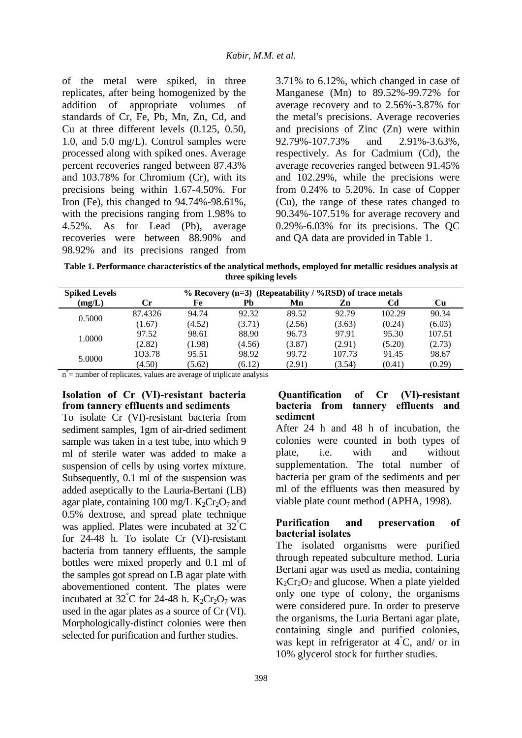of the metal were spiked, in three replicates, after being homogenized by the addition of appropriate volumes of standards of Cr, Fe, Pb, Mn, Zn, Cd, and Cu at three different levels (0.125, 0.50, 1.0, and 5.0 mg/L). Control samples were processed along with spiked ones. Average percent recoveries ranged between 87.43% and 103.78% for Chromium (Cr), with its precisions being within 1.67-4.50%. For Iron (Fe), this changed to 94.74%-98.61%, with the precisions ranging from 1.98% to 4.52%. As for Lead (Pb), average recoveries were between 88.90% and 98.92% and its precisions ranged from 3.71% to 6.12%, which changed in case of Manganese (Mn) to 89.52%-99.72% for average recovery and to 2.56%-3.87% for the metal's precisions. Average recoveries and precisions of Zinc (Zn) were within 92.79%-107.73% and 2.91%-3.63%, respectively. As for Cadmium (Cd), the average recoveries ranged between 91.45% and 102.29%, while the precisions were from 0.24% to 5.20%. In case of Copper (Cu), the range of these rates changed to 90.34%-107.51% for average recovery and 0.29%-6.03% for its precisions. The QC and QA data are provided in Table 1.

**Table 1. Performance characteristics of the analytical methods, employed for metallic residues analysis at three spiking levels**

| Spiked Levels (mg/L) | % Recovery (n=3) (Repeatability / %RSD) of trace metals | | | | | | |
|---|---|---|---|---|---|---|---|
| | Cr | Fe | Pb | Mn | Zn | Cd | Cu |
| 0.5000 | 87.4326 (1.67) | 94.74 (4.52) | 92.32 (3.71) | 89.52 (2.56) | 92.79 (3.63) | 102.29 (0.24) | 90.34 (6.03) |
| 1.0000 | 97.52 (2.82) | 98.61 (1.98) | 88.90 (4.56) | 96.73 (3.87) | 97.91 (2.91) | 95.30 (5.20) | 107.51 (2.73) |
| 5.0000 | 1O3.78 (4.50) | 95.51 (5.62) | 98.92 (6.12) | 99.72 (2.91) | 107.73 (3.54) | 91.45 (0.41) | 98.67 (0.29) |

n* = number of replicates, values are average of triplicate analysis

**Isolation of Cr (VI)-resistant bacteria from tannery effluents and sediments**

To isolate Cr (VI)-resistant bacteria from sediment samples, 1gm of air-dried sediment sample was taken in a test tube, into which 9 ml of sterile water was added to make a suspension of cells by using vortex mixture. Subsequently, 0.1 ml of the suspension was added aseptically to the Lauria-Bertani (LB) agar plate, containing 100 mg/L $K_2Cr_2O_7$ and 0.5% dextrose, and spread plate technique was applied. Plates were incubated at 32°C for 24-48 h. To isolate Cr (VI)-resistant bacteria from tannery effluents, the sample bottles were mixed properly and 0.1 ml of the samples got spread on LB agar plate with abovementioned content. The plates were incubated at 32°C for 24-48 h. $K_2Cr_2O_7$ was used in the agar plates as a source of Cr (VI). Morphologically-distinct colonies were then selected for purification and further studies.

**Quantification of Cr (VI)-resistant bacteria from tannery effluents and sediment**

After 24 h and 48 h of incubation, the colonies were counted in both types of plate, i.e. with and without supplementation. The total number of bacteria per gram of the sediments and per ml of the effluents was then measured by viable plate count method (APHA, 1998).

**Purification and preservation of bacterial isolates**

The isolated organisms were purified through repeated subculture method. Luria Bertani agar was used as media, containing $K_2Cr_2O_7$ and glucose. When a plate yielded only one type of colony, the organisms were considered pure. In order to preserve the organisms, the Luria Bertani agar plate, containing single and purified colonies, was kept in refrigerator at 4°C, and/ or in 10% glycerol stock for further studies.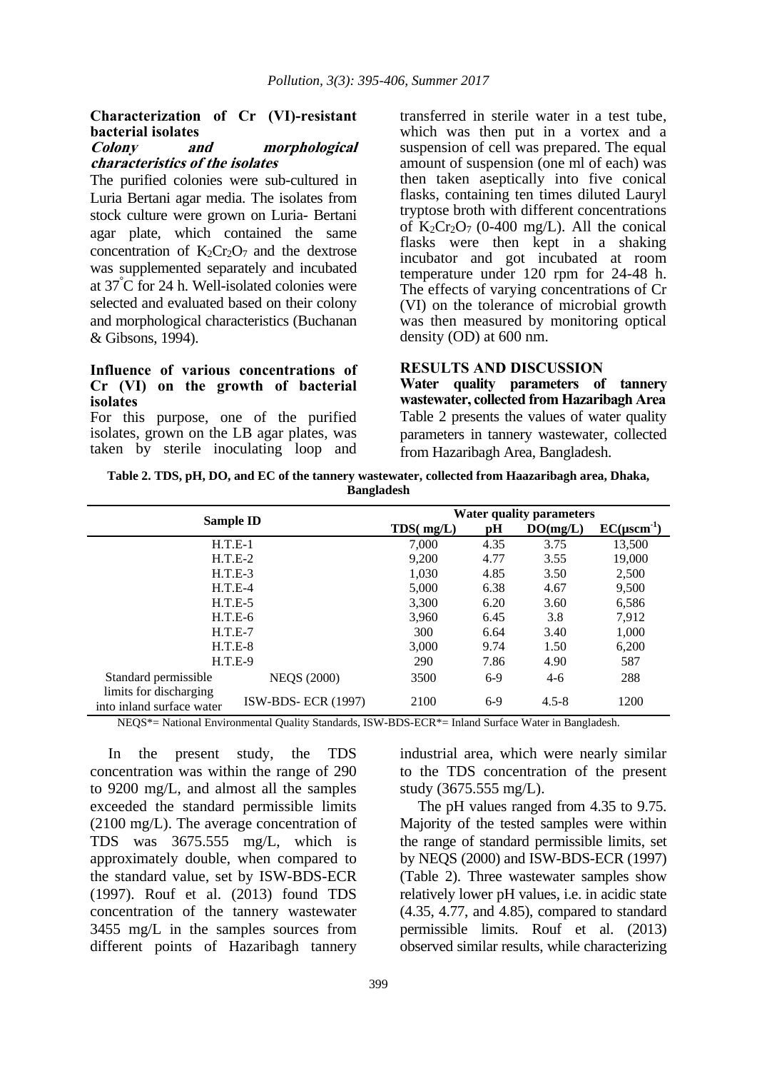### Characterization of Cr (VI)-resistant bacterial isolates

#### *Colony and morphological characteristics of the isolates*

The purified colonies were sub-cultured in Luria Bertani agar media. The isolates from stock culture were grown on Luria- Bertani agar plate, which contained the same concentration of $K_2Cr_2O_7$ and the dextrose was supplemented separately and incubated at 37°C for 24 h. Well-isolated colonies were selected and evaluated based on their colony and morphological characteristics (Buchanan & Gibsons, 1994).

### Influence of various concentrations of Cr (VI) on the growth of bacterial isolates

For this purpose, one of the purified isolates, grown on the LB agar plates, was taken by sterile inoculating loop and transferred in sterile water in a test tube, which was then put in a vortex and a suspension of cell was prepared. The equal amount of suspension (one ml of each) was then taken aseptically into five conical flasks, containing ten times diluted Lauryl tryptose broth with different concentrations of $K_2Cr_2O_7$ (0-400 mg/L). All the conical flasks were then kept in a shaking incubator and got incubated at room temperature under 120 rpm for 24-48 h. The effects of varying concentrations of Cr (VI) on the tolerance of microbial growth was then measured by monitoring optical density (OD) at 600 nm.

## RESULTS AND DISCUSSION

### Water quality parameters of tannery wastewater, collected from Hazaribagh Area

Table 2 presents the values of water quality parameters in tannery wastewater, collected from Hazaribagh Area, Bangladesh.

**Table 2. TDS, pH, DO, and EC of the tannery wastewater, collected from Haazaribagh area, Dhaka, Bangladesh**

| Sample ID | | Water quality parameters | | | |
|---|---|---|---|---|---|
| | | TDS( mg/L) | pH | DO(mg/L) | EC(μscm$^{-1}$) |
| H.T.E-1 | | 7,000 | 4.35 | 3.75 | 13,500 |
| H.T.E-2 | | 9,200 | 4.77 | 3.55 | 19,000 |
| H.T.E-3 | | 1,030 | 4.85 | 3.50 | 2,500 |
| H.T.E-4 | | 5,000 | 6.38 | 4.67 | 9,500 |
| H.T.E-5 | | 3,300 | 6.20 | 3.60 | 6,586 |
| H.T.E-6 | | 3,960 | 6.45 | 3.8 | 7,912 |
| H.T.E-7 | | 300 | 6.64 | 3.40 | 1,000 |
| H.T.E-8 | | 3,000 | 9.74 | 1.50 | 6,200 |
| H.T.E-9 | | 290 | 7.86 | 4.90 | 587 |
| Standard permissible limits for discharging into inland surface water | NEQS (2000) | 3500 | 6-9 | 4-6 | 288 |
| | ISW-BDS- ECR (1997) | 2100 | 6-9 | 4.5-8 | 1200 |

NEQS*= National Environmental Quality Standards, ISW-BDS-ECR*= Inland Surface Water in Bangladesh.

In the present study, the TDS concentration was within the range of 290 to 9200 mg/L, and almost all the samples exceeded the standard permissible limits (2100 mg/L). The average concentration of TDS was 3675.555 mg/L, which is approximately double, when compared to the standard value, set by ISW-BDS-ECR (1997). Rouf et al. (2013) found TDS concentration of the tannery wastewater 3455 mg/L in the samples sources from different points of Hazaribagh tannery industrial area, which were nearly similar to the TDS concentration of the present study (3675.555 mg/L).

The pH values ranged from 4.35 to 9.75. Majority of the tested samples were within the range of standard permissible limits, set by NEQS (2000) and ISW-BDS-ECR (1997) (Table 2). Three wastewater samples show relatively lower pH values, i.e. in acidic state (4.35, 4.77, and 4.85), compared to standard permissible limits. Rouf et al. (2013) observed similar results, while characterizing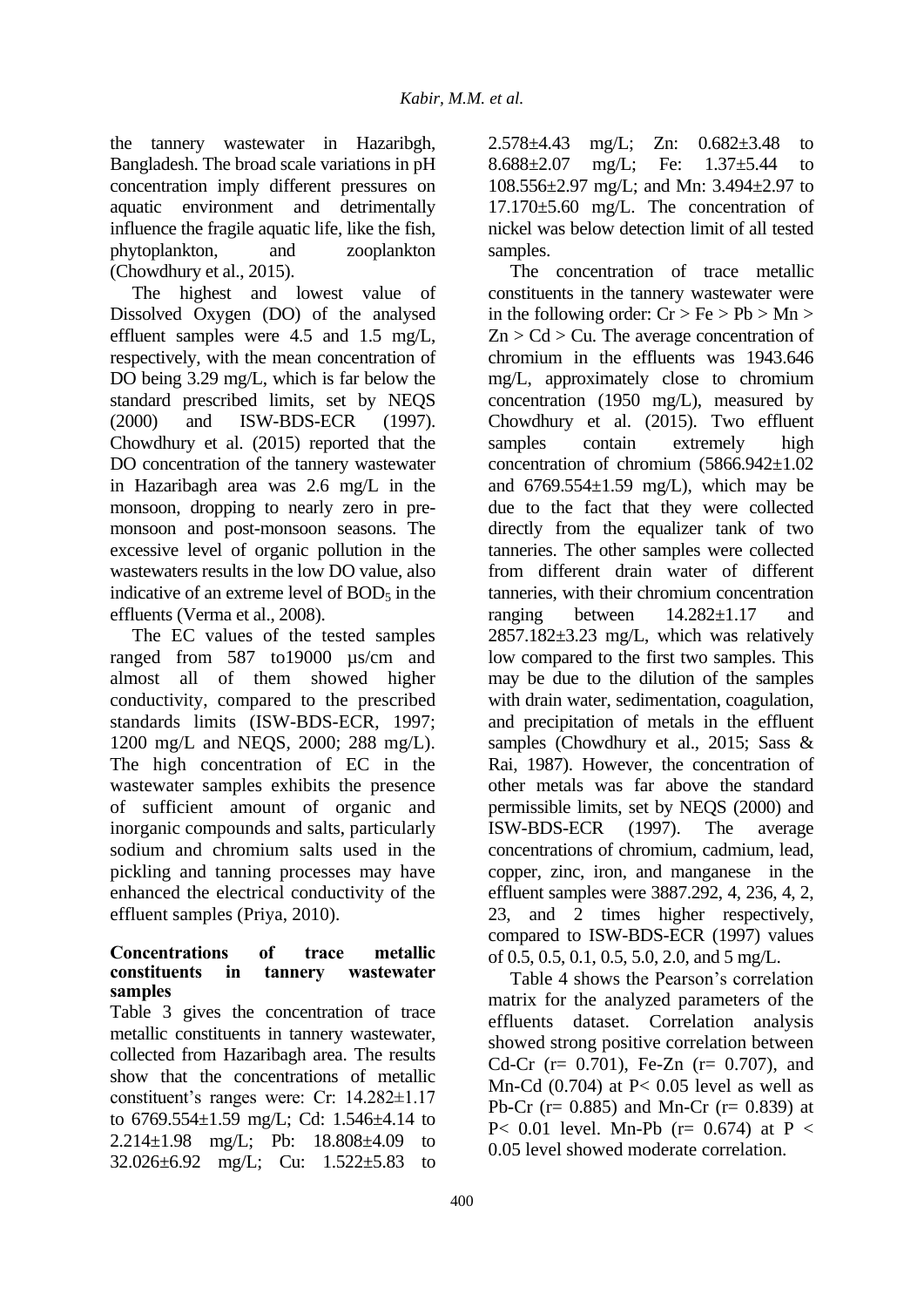the tannery wastewater in Hazaribgh, Bangladesh. The broad scale variations in pH concentration imply different pressures on aquatic environment and detrimentally influence the fragile aquatic life, like the fish, phytoplankton, and zooplankton (Chowdhury et al., 2015).

The highest and lowest value of Dissolved Oxygen (DO) of the analysed effluent samples were 4.5 and 1.5 mg/L, respectively, with the mean concentration of DO being 3.29 mg/L, which is far below the standard prescribed limits, set by NEQS (2000) and ISW-BDS-ECR (1997). Chowdhury et al. (2015) reported that the DO concentration of the tannery wastewater in Hazaribagh area was 2.6 mg/L in the monsoon, dropping to nearly zero in pre-monsoon and post-monsoon seasons. The excessive level of organic pollution in the wastewaters results in the low DO value, also indicative of an extreme level of $BOD_5$ in the effluents (Verma et al., 2008).

The EC values of the tested samples ranged from 587 to19000 µs/cm and almost all of them showed higher conductivity, compared to the prescribed standards limits (ISW-BDS-ECR, 1997; 1200 mg/L and NEQS, 2000; 288 mg/L). The high concentration of EC in the wastewater samples exhibits the presence of sufficient amount of organic and inorganic compounds and salts, particularly sodium and chromium salts used in the pickling and tanning processes may have enhanced the electrical conductivity of the effluent samples (Priya, 2010).

### Concentrations of trace metallic constituents in tannery wastewater samples

Table 3 gives the concentration of trace metallic constituents in tannery wastewater, collected from Hazaribagh area. The results show that the concentrations of metallic constituent's ranges were: Cr: 14.282±1.17 to 6769.554±1.59 mg/L; Cd: 1.546±4.14 to 2.214±1.98 mg/L; Pb: 18.808±4.09 to 32.026±6.92 mg/L; Cu: 1.522±5.83 to 2.578±4.43 mg/L; Zn: 0.682±3.48 to 8.688±2.07 mg/L; Fe: 1.37±5.44 to 108.556±2.97 mg/L; and Mn: 3.494±2.97 to 17.170±5.60 mg/L. The concentration of nickel was below detection limit of all tested samples.

The concentration of trace metallic constituents in the tannery wastewater were in the following order: Cr > Fe > Pb > Mn > Zn > Cd > Cu. The average concentration of chromium in the effluents was 1943.646 mg/L, approximately close to chromium concentration (1950 mg/L), measured by Chowdhury et al. (2015). Two effluent samples contain extremely high concentration of chromium (5866.942±1.02 and 6769.554±1.59 mg/L), which may be due to the fact that they were collected directly from the equalizer tank of two tanneries. The other samples were collected from different drain water of different tanneries, with their chromium concentration ranging between 14.282±1.17 and 2857.182±3.23 mg/L, which was relatively low compared to the first two samples. This may be due to the dilution of the samples with drain water, sedimentation, coagulation, and precipitation of metals in the effluent samples (Chowdhury et al., 2015; Sass & Rai, 1987). However, the concentration of other metals was far above the standard permissible limits, set by NEQS (2000) and ISW-BDS-ECR (1997). The average concentrations of chromium, cadmium, lead, copper, zinc, iron, and manganese in the effluent samples were 3887.292, 4, 236, 4, 2, 23, and 2 times higher respectively, compared to ISW-BDS-ECR (1997) values of 0.5, 0.5, 0.1, 0.5, 5.0, 2.0, and 5 mg/L.

Table 4 shows the Pearson's correlation matrix for the analyzed parameters of the effluents dataset. Correlation analysis showed strong positive correlation between Cd-Cr ($r= 0.701$), Fe-Zn ($r= 0.707$), and Mn-Cd (0.704) at $P< 0.05$ level as well as Pb-Cr ($r= 0.885$) and Mn-Cr ($r= 0.839$) at $P< 0.01$ level. Mn-Pb ($r= 0.674$) at $P < 0.05$ level showed moderate correlation.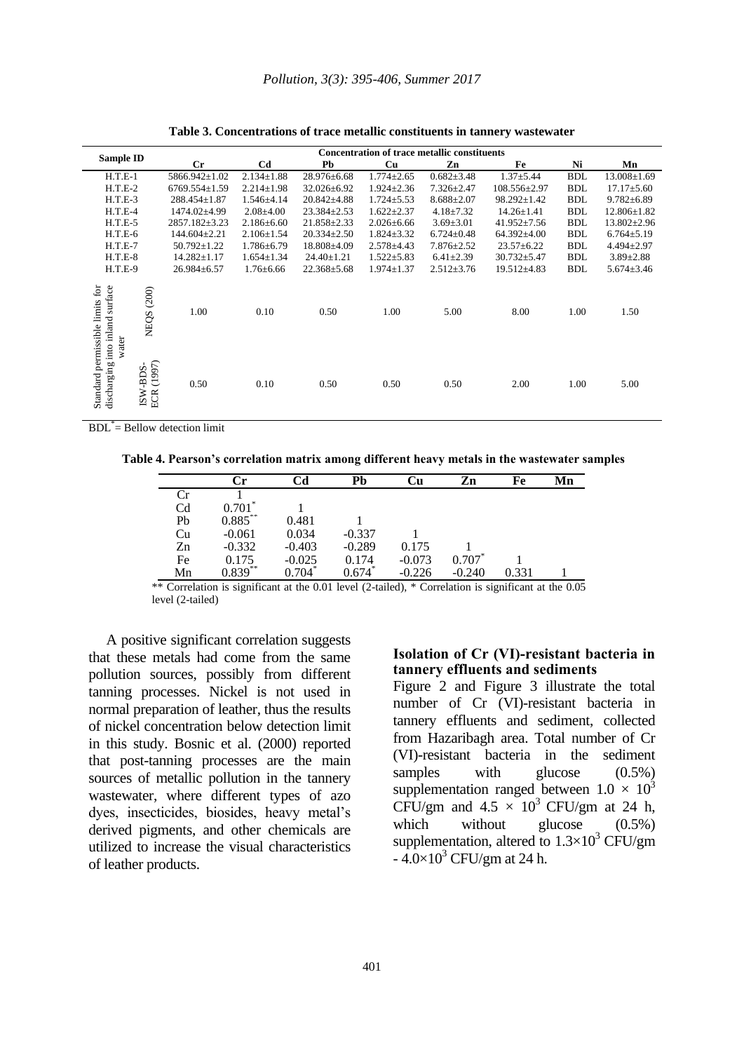**Table 3. Concentrations of trace metallic constituents in tannery wastewater**

| Sample ID | | Concentration of trace metallic constituents | | | | | | | |
|---|---|---|---|---|---|---|---|---|---|
| | | Cr | Cd | Pb | Cu | Zn | Fe | Ni | Mn |
| H.T.E-1 | | 5866.942±1.02 | 2.134±1.88 | 28.976±6.68 | 1.774±2.65 | 0.682±3.48 | 1.37±5.44 | BDL | 13.008±1.69 |
| H.T.E-2 | | 6769.554±1.59 | 2.214±1.98 | 32.026±6.92 | 1.924±2.36 | 7.326±2.47 | 108.556±2.97 | BDL | 17.17±5.60 |
| H.T.E-3 | | 288.454±1.87 | 1.546±4.14 | 20.842±4.88 | 1.724±5.53 | 8.688±2.07 | 98.292±1.42 | BDL | 9.782±6.89 |
| H.T.E-4 | | 1474.02±4.99 | 2.08±4.00 | 23.384±2.53 | 1.622±2.37 | 4.18±7.32 | 14.26±1.41 | BDL | 12.806±1.82 |
| H.T.E-5 | | 2857.182±3.23 | 2.186±6.60 | 21.858±2.33 | 2.026±6.66 | 3.69±3.01 | 41.952±7.56 | BDL | 13.802±2.96 |
| H.T.E-6 | | 144.604±2.21 | 2.106±1.54 | 20.334±2.50 | 1.824±3.32 | 6.724±0.48 | 64.392±4.00 | BDL | 6.764±5.19 |
| H.T.E-7 | | 50.792±1.22 | 1.786±6.79 | 18.808±4.09 | 2.578±4.43 | 7.876±2.52 | 23.57±6.22 | BDL | 4.494±2.97 |
| H.T.E-8 | | 14.282±1.17 | 1.654±1.34 | 24.40±1.21 | 1.522±5.83 | 6.41±2.39 | 30.732±5.47 | BDL | 3.89±2.88 |
| H.T.E-9 | | 26.984±6.57 | 1.76±6.66 | 22.368±5.68 | 1.974±1.37 | 2.512±3.76 | 19.512±4.83 | BDL | 5.674±3.46 |
| Standard permissible limits for discharging into inland surface water | NEQS (200) | 1.00 | 0.10 | 0.50 | 1.00 | 5.00 | 8.00 | 1.00 | 1.50 |
| | ISW-BDS-ECR (1997) | 0.50 | 0.10 | 0.50 | 0.50 | 0.50 | 2.00 | 1.00 | 5.00 |

BDL* = Bellow detection limit

**Table 4. Pearson's correlation matrix among different heavy metals in the wastewater samples**

| | Cr | Cd | Pb | Cu | Zn | Fe | Mn |
|---|---|---|---|---|---|---|---|
| Cr | 1 | | | | | | |
| Cd | 0.701* | 1 | | | | | |
| Pb | 0.885** | 0.481 | 1 | | | | |
| Cu | -0.061 | 0.034 | -0.337 | 1 | | | |
| Zn | -0.332 | -0.403 | -0.289 | 0.175 | 1 | | |
| Fe | 0.175 | -0.025 | 0.174 | -0.073 | 0.707* | 1 | |
| Mn | 0.839** | 0.704* | 0.674* | -0.226 | -0.240 | 0.331 | 1 |

** Correlation is significant at the 0.01 level (2-tailed), * Correlation is significant at the 0.05 level (2-tailed)

A positive significant correlation suggests that these metals had come from the same pollution sources, possibly from different tanning processes. Nickel is not used in normal preparation of leather, thus the results of nickel concentration below detection limit in this study. Bosnic et al. (2000) reported that post-tanning processes are the main sources of metallic pollution in the tannery wastewater, where different types of azo dyes, insecticides, biosides, heavy metal's derived pigments, and other chemicals are utilized to increase the visual characteristics of leather products.

### Isolation of Cr (VI)-resistant bacteria in tannery effluents and sediments

Figure 2 and Figure 3 illustrate the total number of Cr (VI)-resistant bacteria in tannery effluents and sediment, collected from Hazaribagh area. Total number of Cr (VI)-resistant bacteria in the sediment samples with glucose (0.5%) supplementation ranged between $1.0 \times 10^3$ CFU/gm and $4.5 \times 10^3$ CFU/gm at 24 h, which without glucose (0.5%) supplementation, altered to $1.3 \times 10^3$ CFU/gm - $4.0 \times 10^3$ CFU/gm at 24 h.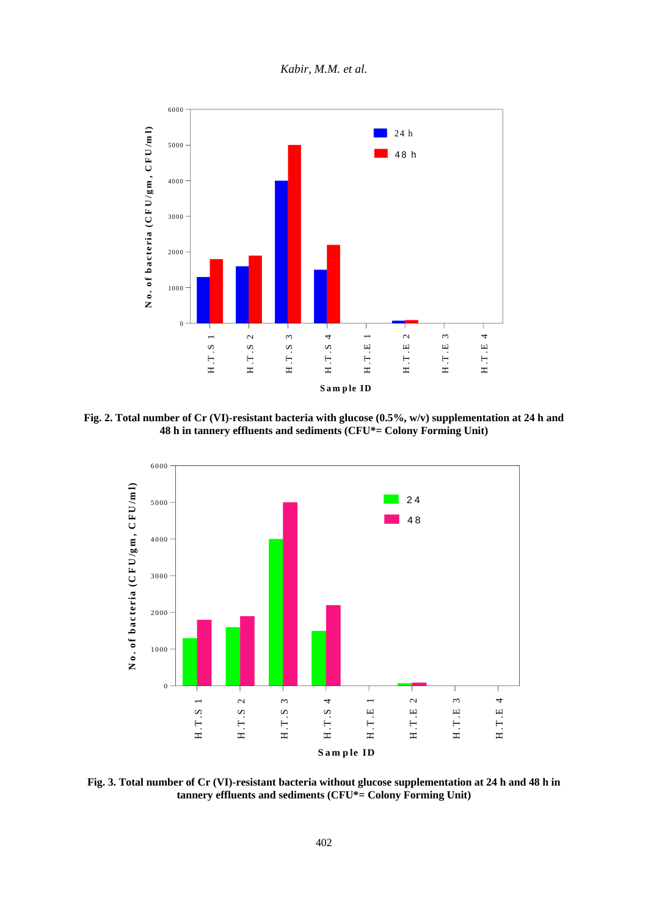**Fig. 2. Total number of Cr (VI)-resistant bacteria with glucose (0.5%, w/v) supplementation at 24 h and 48 h in tannery effluents and sediments (CFU*= Colony Forming Unit)**

**Fig. 3. Total number of Cr (VI)-resistant bacteria without glucose supplementation at 24 h and 48 h in tannery effluents and sediments (CFU*= Colony Forming Unit)**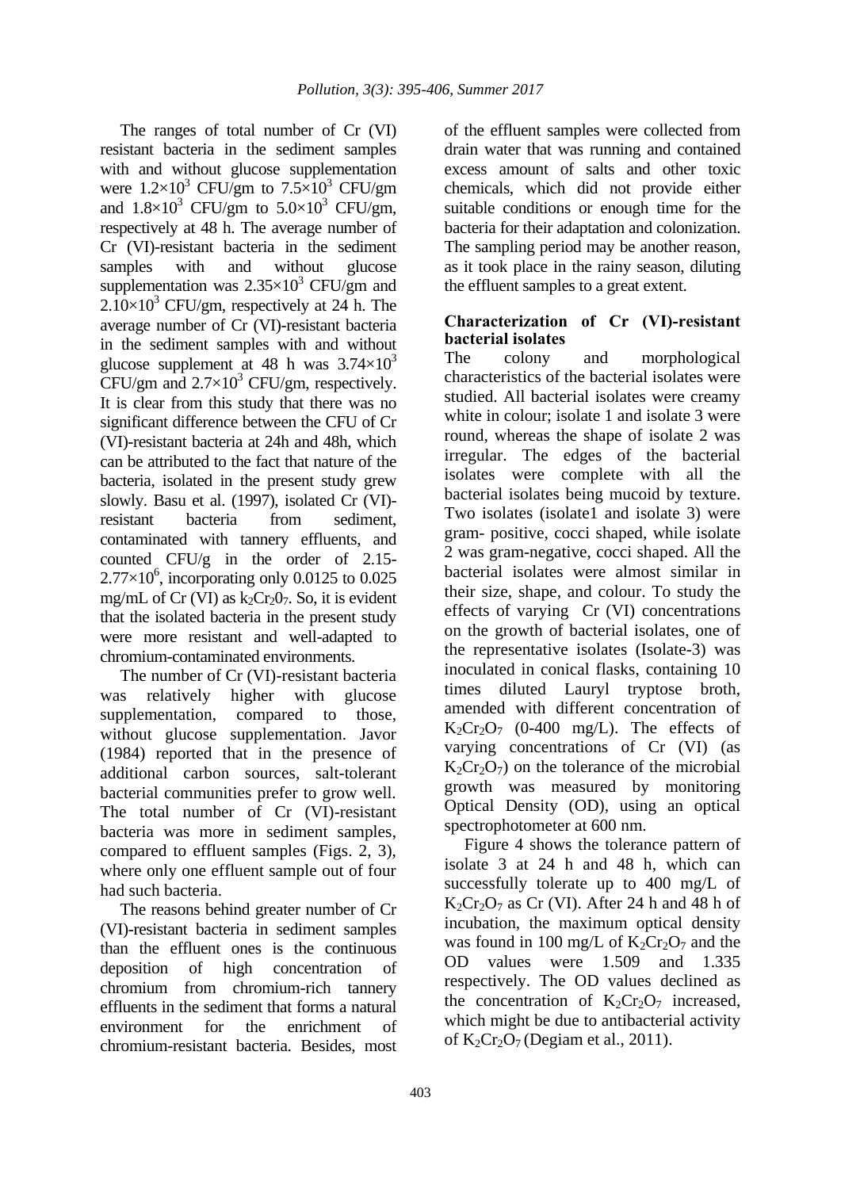The ranges of total number of Cr (VI) resistant bacteria in the sediment samples with and without glucose supplementation were $1.2\times10^3$ CFU/gm to $7.5\times10^3$ CFU/gm and $1.8\times10^3$ CFU/gm to $5.0\times10^3$ CFU/gm, respectively at 48 h. The average number of Cr (VI)-resistant bacteria in the sediment samples with and without glucose supplementation was $2.35\times10^3$ CFU/gm and $2.10\times10^3$ CFU/gm, respectively at 24 h. The average number of Cr (VI)-resistant bacteria in the sediment samples with and without glucose supplement at 48 h was $3.74\times10^3$ CFU/gm and $2.7\times10^3$ CFU/gm, respectively. It is clear from this study that there was no significant difference between the CFU of Cr (VI)-resistant bacteria at 24h and 48h, which can be attributed to the fact that nature of the bacteria, isolated in the present study grew slowly. Basu et al. (1997), isolated Cr (VI)-resistant bacteria from sediment, contaminated with tannery effluents, and counted CFU/g in the order of 2.15-$2.77\times10^6$, incorporating only 0.0125 to 0.025 mg/mL of Cr (VI) as $k_2Cr_20_7$. So, it is evident that the isolated bacteria in the present study were more resistant and well-adapted to chromium-contaminated environments.

The number of Cr (VI)-resistant bacteria was relatively higher with glucose supplementation, compared to those, without glucose supplementation. Javor (1984) reported that in the presence of additional carbon sources, salt-tolerant bacterial communities prefer to grow well. The total number of Cr (VI)-resistant bacteria was more in sediment samples, compared to effluent samples (Figs. 2, 3), where only one effluent sample out of four had such bacteria.

The reasons behind greater number of Cr (VI)-resistant bacteria in sediment samples than the effluent ones is the continuous deposition of high concentration of chromium from chromium-rich tannery effluents in the sediment that forms a natural environment for the enrichment of chromium-resistant bacteria. Besides, most of the effluent samples were collected from drain water that was running and contained excess amount of salts and other toxic chemicals, which did not provide either suitable conditions or enough time for the bacteria for their adaptation and colonization. The sampling period may be another reason, as it took place in the rainy season, diluting the effluent samples to a great extent.

### Characterization of Cr (VI)-resistant bacterial isolates

The colony and morphological characteristics of the bacterial isolates were studied. All bacterial isolates were creamy white in colour; isolate 1 and isolate 3 were round, whereas the shape of isolate 2 was irregular. The edges of the bacterial isolates were complete with all the bacterial isolates being mucoid by texture. Two isolates (isolate1 and isolate 3) were gram- positive, cocci shaped, while isolate 2 was gram-negative, cocci shaped. All the bacterial isolates were almost similar in their size, shape, and colour. To study the effects of varying Cr (VI) concentrations on the growth of bacterial isolates, one of the representative isolates (Isolate-3) was inoculated in conical flasks, containing 10 times diluted Lauryl tryptose broth, amended with different concentration of $K_2Cr_2O_7$ (0-400 mg/L). The effects of varying concentrations of Cr (VI) (as $K_2Cr_2O_7$) on the tolerance of the microbial growth was measured by monitoring Optical Density (OD), using an optical spectrophotometer at 600 nm.

Figure 4 shows the tolerance pattern of isolate 3 at 24 h and 48 h, which can successfully tolerate up to 400 mg/L of $K_2Cr_2O_7$ as Cr (VI). After 24 h and 48 h of incubation, the maximum optical density was found in 100 mg/L of $K_2Cr_2O_7$ and the OD values were 1.509 and 1.335 respectively. The OD values declined as the concentration of $K_2Cr_2O_7$ increased, which might be due to antibacterial activity of $K_2Cr_2O_7$ (Degiam et al., 2011).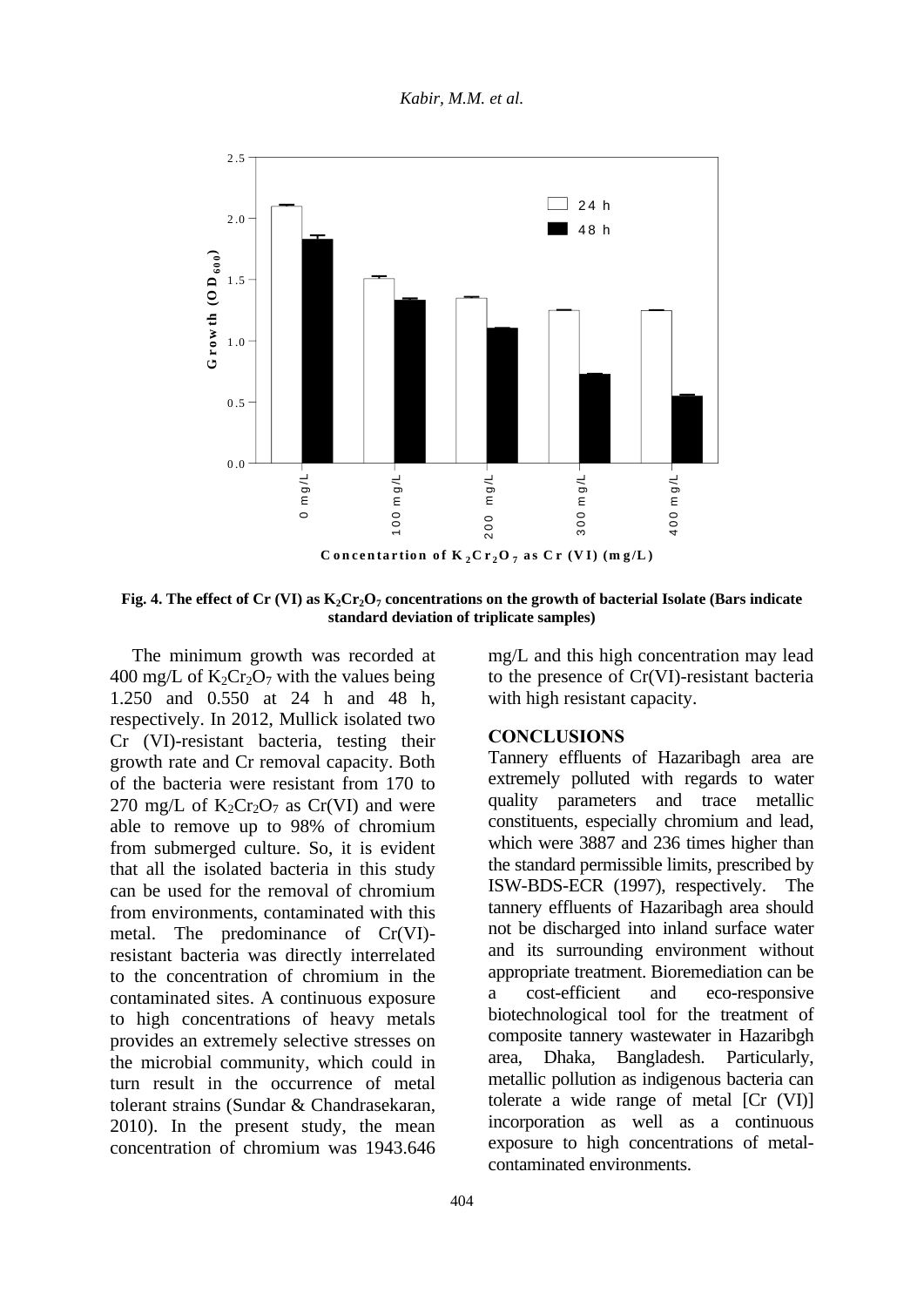Fig. 4. The effect of Cr (VI) as $K_2Cr_2O_7$ concentrations on the growth of bacterial Isolate (Bars indicate standard deviation of triplicate samples)

The minimum growth was recorded at 400 mg/L of $K_2Cr_2O_7$ with the values being 1.250 and 0.550 at 24 h and 48 h, respectively. In 2012, Mullick isolated two Cr (VI)-resistant bacteria, testing their growth rate and Cr removal capacity. Both of the bacteria were resistant from 170 to 270 mg/L of $K_2Cr_2O_7$ as Cr(VI) and were able to remove up to 98% of chromium from submerged culture. So, it is evident that all the isolated bacteria in this study can be used for the removal of chromium from environments, contaminated with this metal. The predominance of Cr(VI)-resistant bacteria was directly interrelated to the concentration of chromium in the contaminated sites. A continuous exposure to high concentrations of heavy metals provides an extremely selective stresses on the microbial community, which could in turn result in the occurrence of metal tolerant strains (Sundar & Chandrasekaran, 2010). In the present study, the mean concentration of chromium was 1943.646 mg/L and this high concentration may lead to the presence of Cr(VI)-resistant bacteria with high resistant capacity.

## CONCLUSIONS

Tannery effluents of Hazaribagh area are extremely polluted with regards to water quality parameters and trace metallic constituents, especially chromium and lead, which were 3887 and 236 times higher than the standard permissible limits, prescribed by ISW-BDS-ECR (1997), respectively. The tannery effluents of Hazaribagh area should not be discharged into inland surface water and its surrounding environment without appropriate treatment. Bioremediation can be a cost-efficient and eco-responsive biotechnological tool for the treatment of composite tannery wastewater in Hazaribgh area, Dhaka, Bangladesh. Particularly, metallic pollution as indigenous bacteria can tolerate a wide range of metal [Cr (VI)] incorporation as well as a continuous exposure to high concentrations of metal-contaminated environments.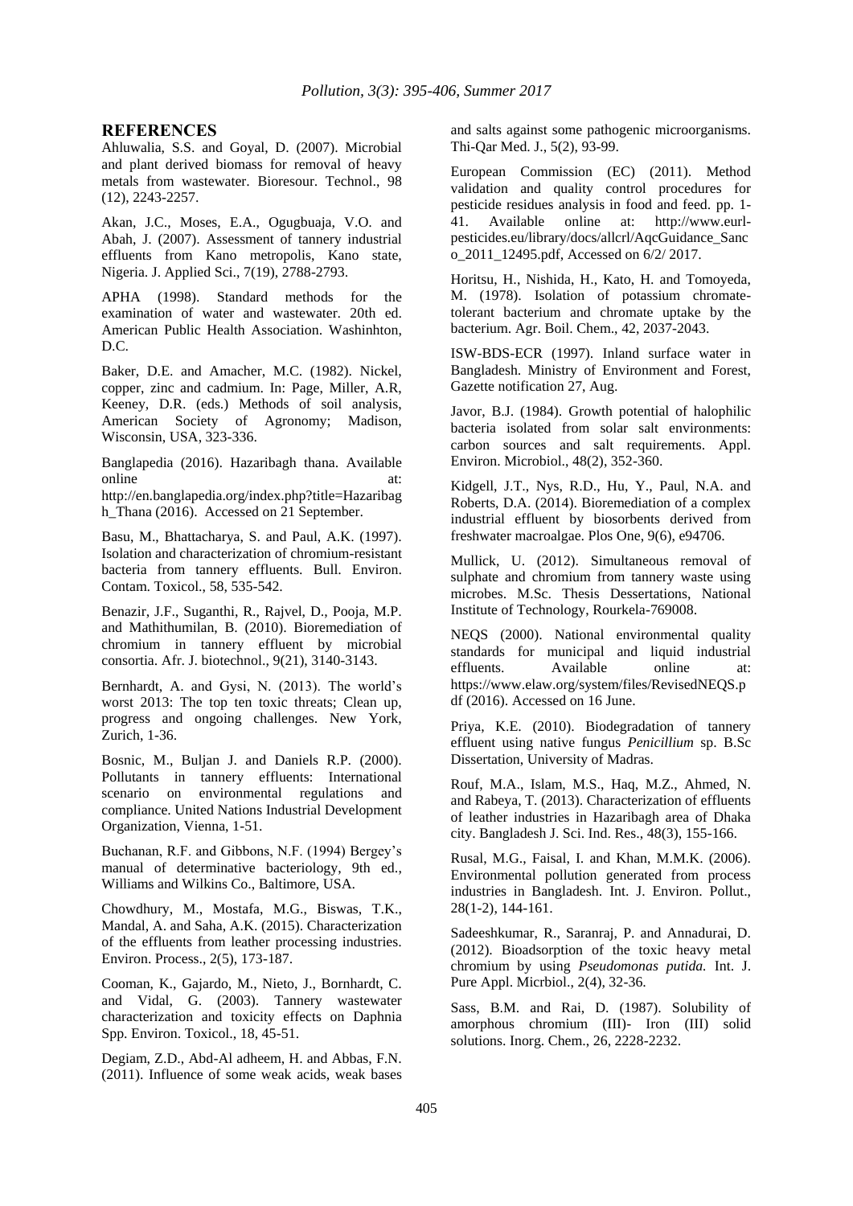## REFERENCES

Ahluwalia, S.S. and Goyal, D. (2007). Microbial and plant derived biomass for removal of heavy metals from wastewater. Bioresour. Technol., 98 (12), 2243-2257.

Akan, J.C., Moses, E.A., Ogugbuaja, V.O. and Abah, J. (2007). Assessment of tannery industrial effluents from Kano metropolis, Kano state, Nigeria. J. Applied Sci., 7(19), 2788-2793.

APHA (1998). Standard methods for the examination of water and wastewater. 20th ed. American Public Health Association. Washinhton, D.C.

Baker, D.E. and Amacher, M.C. (1982). Nickel, copper, zinc and cadmium. In: Page, Miller, A.R, Keeney, D.R. (eds.) Methods of soil analysis, American Society of Agronomy; Madison, Wisconsin, USA, 323-336.

Banglapedia (2016). Hazaribagh thana. Available online at: http://en.banglapedia.org/index.php?title=Hazaribagh_Thana (2016). Accessed on 21 September.

Basu, M., Bhattacharya, S. and Paul, A.K. (1997). Isolation and characterization of chromium-resistant bacteria from tannery effluents. Bull. Environ. Contam. Toxicol., 58, 535-542.

Benazir, J.F., Suganthi, R., Rajvel, D., Pooja, M.P. and Mathithumilan, B. (2010). Bioremediation of chromium in tannery effluent by microbial consortia. Afr. J. biotechnol., 9(21), 3140-3143.

Bernhardt, A. and Gysi, N. (2013). The world's worst 2013: The top ten toxic threats; Clean up, progress and ongoing challenges. New York, Zurich, 1-36.

Bosnic, M., Buljan J. and Daniels R.P. (2000). Pollutants in tannery effluents: International scenario on environmental regulations and compliance. United Nations Industrial Development Organization, Vienna, 1-51.

Buchanan, R.F. and Gibbons, N.F. (1994) Bergey's manual of determinative bacteriology, 9th ed., Williams and Wilkins Co., Baltimore, USA.

Chowdhury, M., Mostafa, M.G., Biswas, T.K., Mandal, A. and Saha, A.K. (2015). Characterization of the effluents from leather processing industries. Environ. Process., 2(5), 173-187.

Cooman, K., Gajardo, M., Nieto, J., Bornhardt, C. and Vidal, G. (2003). Tannery wastewater characterization and toxicity effects on Daphnia Spp. Environ. Toxicol., 18, 45-51.

Degiam, Z.D., Abd-Al adheem, H. and Abbas, F.N. (2011). Influence of some weak acids, weak bases and salts against some pathogenic microorganisms. Thi-Qar Med. J., 5(2), 93-99.

European Commission (EC) (2011). Method validation and quality control procedures for pesticide residues analysis in food and feed. pp. 1-41. Available online at: http://www.eurl-pesticides.eu/library/docs/allcrl/AqcGuidance_Sanco_2011_12495.pdf, Accessed on 6/2/ 2017.

Horitsu, H., Nishida, H., Kato, H. and Tomoyeda, M. (1978). Isolation of potassium chromate-tolerant bacterium and chromate uptake by the bacterium. Agr. Boil. Chem., 42, 2037-2043.

ISW-BDS-ECR (1997). Inland surface water in Bangladesh. Ministry of Environment and Forest, Gazette notification 27, Aug.

Javor, B.J. (1984). Growth potential of halophilic bacteria isolated from solar salt environments: carbon sources and salt requirements. Appl. Environ. Microbiol., 48(2), 352-360.

Kidgell, J.T., Nys, R.D., Hu, Y., Paul, N.A. and Roberts, D.A. (2014). Bioremediation of a complex industrial effluent by biosorbents derived from freshwater macroalgae. Plos One, 9(6), e94706.

Mullick, U. (2012). Simultaneous removal of sulphate and chromium from tannery waste using microbes. M.Sc. Thesis Dessertations, National Institute of Technology, Rourkela-769008.

NEQS (2000). National environmental quality standards for municipal and liquid industrial effluents. Available online at: https://www.elaw.org/system/files/RevisedNEQS.pdf (2016). Accessed on 16 June.

Priya, K.E. (2010). Biodegradation of tannery effluent using native fungus *Penicillium* sp. B.Sc Dissertation, University of Madras.

Rouf, M.A., Islam, M.S., Haq, M.Z., Ahmed, N. and Rabeya, T. (2013). Characterization of effluents of leather industries in Hazaribagh area of Dhaka city. Bangladesh J. Sci. Ind. Res., 48(3), 155-166.

Rusal, M.G., Faisal, I. and Khan, M.M.K. (2006). Environmental pollution generated from process industries in Bangladesh. Int. J. Environ. Pollut., 28(1-2), 144-161.

Sadeeshkumar, R., Saranraj, P. and Annadurai, D. (2012). Bioadsorption of the toxic heavy metal chromium by using *Pseudomonas putida.* Int. J. Pure Appl. Micrbiol., 2(4), 32-36.

Sass, B.M. and Rai, D. (1987). Solubility of amorphous chromium (III)- Iron (III) solid solutions. Inorg. Chem., 26, 2228-2232.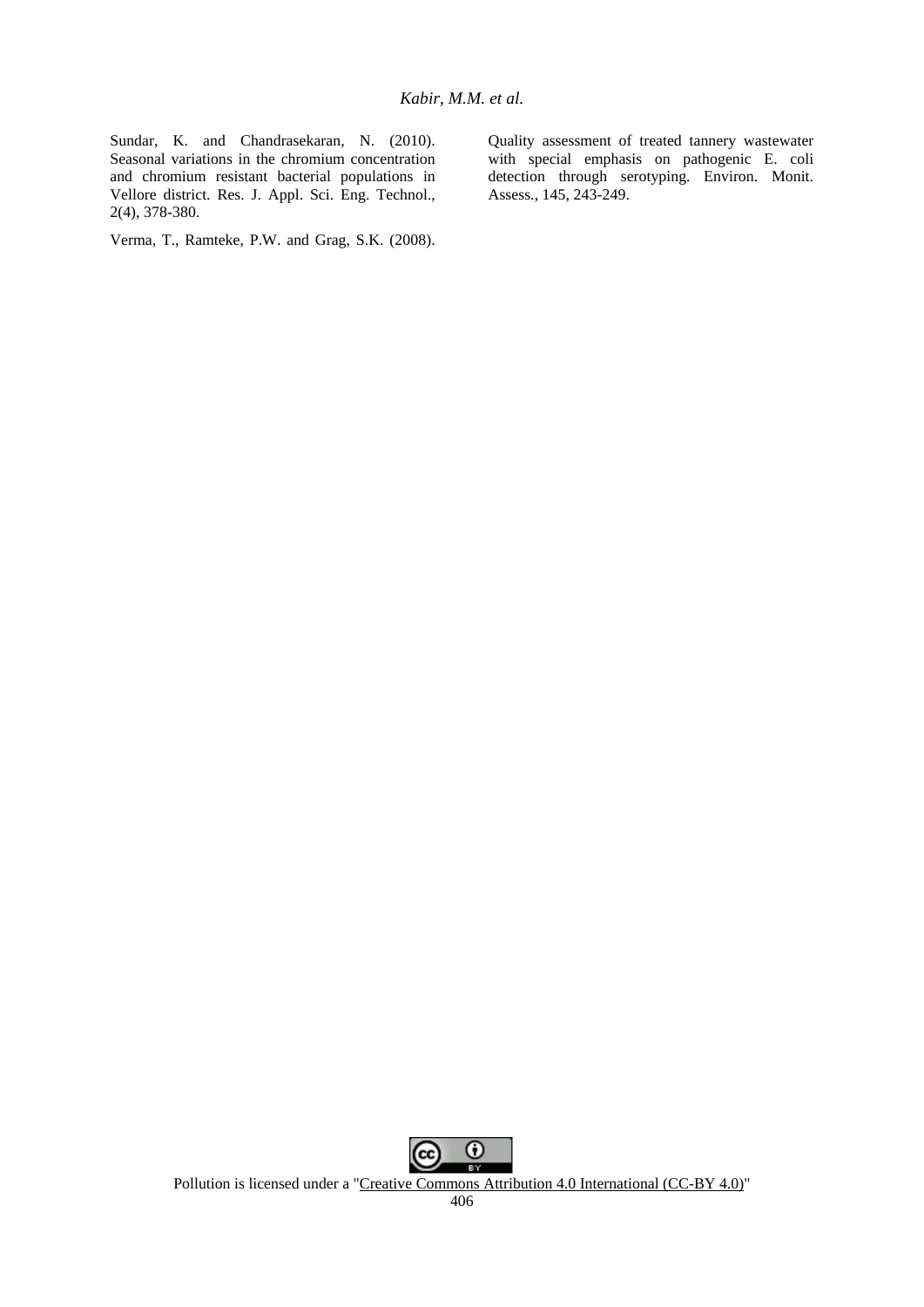Sundar, K. and Chandrasekaran, N. (2010). Seasonal variations in the chromium concentration and chromium resistant bacterial populations in Vellore district. Res. J. Appl. Sci. Eng. Technol., 2(4), 378-380.

Verma, T., Ramteke, P.W. and Grag, S.K. (2008). Quality assessment of treated tannery wastewater with special emphasis on pathogenic E. coli detection through serotyping. Environ. Monit. Assess., 145, 243-249.

Pollution is licensed under a "Creative Commons Attribution 4.0 International (CC-BY 4.0)"